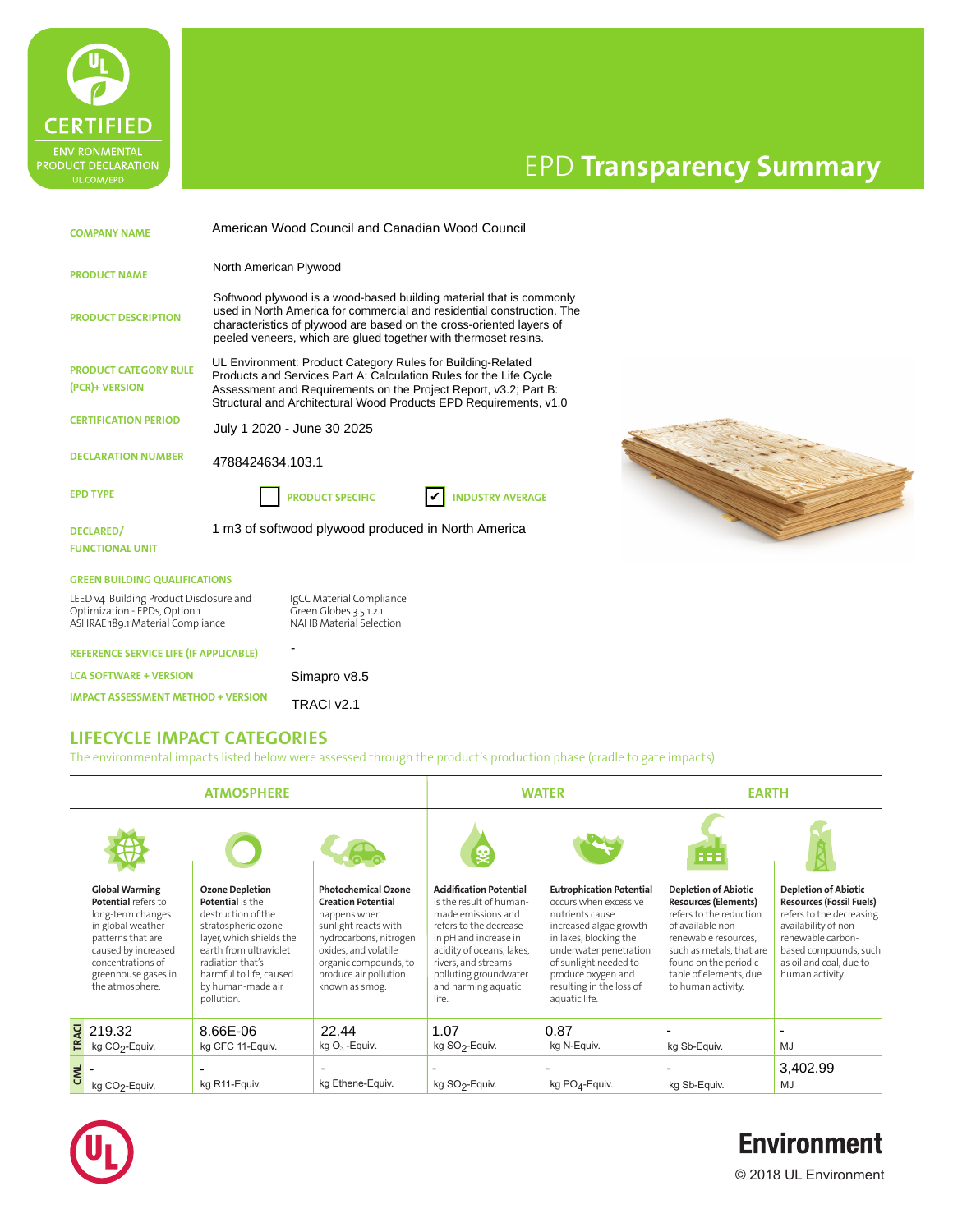# EPD Transparency Summary

CERTIFIED ENVIRONMENTAL PRODUCT DECLARATION UL.COM/EPD

| | |
|---|---|
| **COMPANY NAME** | American Wood Council and Canadian Wood Council |
| **PRODUCT NAME** | North American Plywood |
| **PRODUCT DESCRIPTION** | Softwood plywood is a wood-based building material that is commonly used in North America for commercial and residential construction. The characteristics of plywood are based on the cross-oriented layers of peeled veneers, which are glued together with thermoset resins. |
| **PRODUCT CATEGORY RULE (PCR)+ VERSION** | UL Environment: Product Category Rules for Building-Related Products and Services Part A: Calculation Rules for the Life Cycle Assessment and Requirements on the Project Report, v3.2; Part B: Structural and Architectural Wood Products EPD Requirements, v1.0 |
| **CERTIFICATION PERIOD** | July 1 2020 - June 30 2025 |
| **DECLARATION NUMBER** | 4788424634.103.1 |
| **EPD TYPE** | ☐ PRODUCT SPECIFIC ☑ INDUSTRY AVERAGE |
| **DECLARED/ FUNCTIONAL UNIT** | 1 m3 of softwood plywood produced in North America |

**GREEN BUILDING QUALIFICATIONS**

LEED v4 Building Product Disclosure and Optimization - EPDs, Option 1
ASHRAE 189.1 Material Compliance
IgCC Material Compliance
Green Globes 3.5.1.2.1
NAHB Material Selection

| | |
|---|---|
| **REFERENCE SERVICE LIFE (IF APPLICABLE)** | - |
| **LCA SOFTWARE + VERSION** | Simapro v8.5 |
| **IMPACT ASSESSMENT METHOD + VERSION** | TRACI v2.1 |

## LIFECYCLE IMPACT CATEGORIES

The environmental impacts listed below were assessed through the product's production phase (cradle to gate impacts).

| | ATMOSPHERE | | | WATER | | EARTH | |
|---|---|---|---|---|---|---|---|
| | **Global Warming Potential** refers to long-term changes in global weather patterns that are caused by increased concentrations of greenhouse gases in the atmosphere. | **Ozone Depletion Potential** is the destruction of the stratospheric ozone layer, which shields the earth from ultraviolet radiation that's harmful to life, caused by human-made air pollution. | **Photochemical Ozone Creation Potential** happens when sunlight reacts with hydrocarbons, nitrogen oxides, and volatile organic compounds, to produce air pollution known as smog. | **Acidification Potential** is the result of human-made emissions and refers to the decrease in pH and increase in acidity of oceans, lakes, rivers, and streams – polluting groundwater and harming aquatic life. | **Eutrophication Potential** occurs when excessive nutrients cause increased algae growth in lakes, blocking the underwater penetration of sunlight needed to produce oxygen and resulting in the loss of aquatic life. | **Depletion of Abiotic Resources (Elements)** refers to the reduction of available non-renewable resources, such as metals, that are found on the periodic table of elements, due to human activity. | **Depletion of Abiotic Resources (Fossil Fuels)** refers to the decreasing availability of non-renewable carbon-based compounds, such as oil and coal, due to human activity. |
| TRACI | 219.32 kg $CO_2$-Equiv. | 8.66E-06 kg CFC 11-Equiv. | 22.44 kg $O_3$ -Equiv. | 1.07 kg $SO_2$-Equiv. | 0.87 kg N-Equiv. | - kg Sb-Equiv. | - MJ |
| CML | - kg $CO_2$-Equiv. | - kg R11-Equiv. | - kg Ethene-Equiv. | - kg $SO_2$-Equiv. | - kg $PO_4$-Equiv. | - kg Sb-Equiv. | 3,402.99 MJ |

Environment

© 2018 UL Environment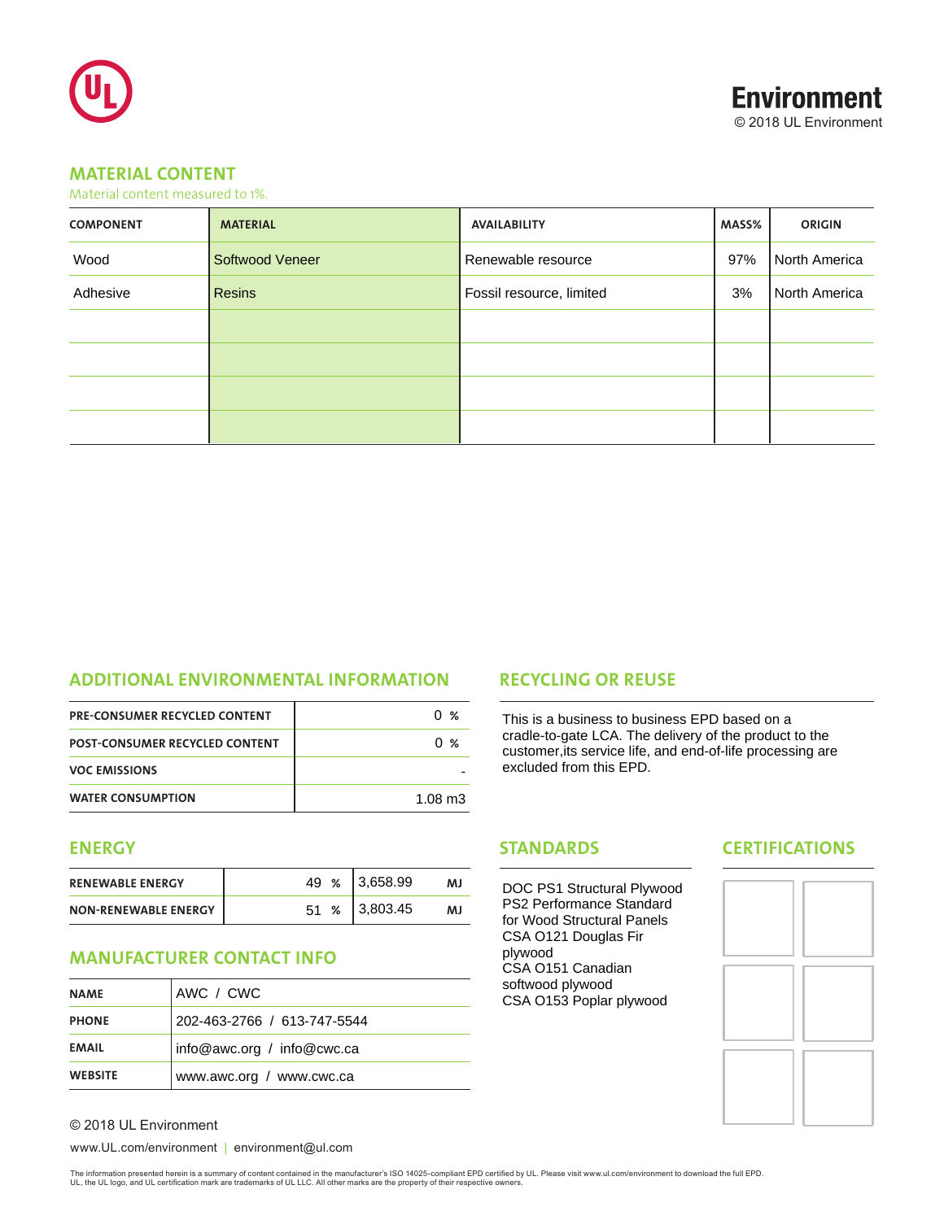## MATERIAL CONTENT

Material content measured to 1%.

| COMPONENT | MATERIAL | AVAILABILITY | MASS% | ORIGIN |
|---|---|---|---|---|
| Wood | Softwood Veneer | Renewable resource | 97% | North America |
| Adhesive | Resins | Fossil resource, limited | 3% | North America |
| | | | | |
| | | | | |
| | | | | |
| | | | | |

## ADDITIONAL ENVIRONMENTAL INFORMATION

| | |
|---|---|
| PRE-CONSUMER RECYCLED CONTENT | 0 % |
| POST-CONSUMER RECYCLED CONTENT | 0 % |
| VOC EMISSIONS | - |
| WATER CONSUMPTION | 1.08 m3 |

## RECYCLING OR REUSE

This is a business to business EPD based on a cradle-to-gate LCA. The delivery of the product to the customer,its service life, and end-of-life processing are excluded from this EPD.

## ENERGY

| | | |
|---|---|---|
| RENEWABLE ENERGY | 49 % | 3,658.99 MJ |
| NON-RENEWABLE ENERGY | 51 % | 3,803.45 MJ |

## STANDARDS

DOC PS1 Structural Plywood
PS2 Performance Standard for Wood Structural Panels
CSA O121 Douglas Fir plywood
CSA O151 Canadian softwood plywood
CSA O153 Poplar plywood

## CERTIFICATIONS

## MANUFACTURER CONTACT INFO

| | |
|---|---|
| NAME | AWC / CWC |
| PHONE | 202-463-2766 / 613-747-5544 |
| EMAIL | info@awc.org / info@cwc.ca |
| WEBSITE | www.awc.org / www.cwc.ca |

© 2018 UL Environment

www.UL.com/environment | environment@ul.com

The information presented herein is a summary of content contained in the manufacturer's ISO 14025-compliant EPD certified by UL. Please visit www.ul.com/environment to download the full EPD.
UL, the UL logo, and UL certification mark are trademarks of UL LLC. All other marks are the property of their respective owners.